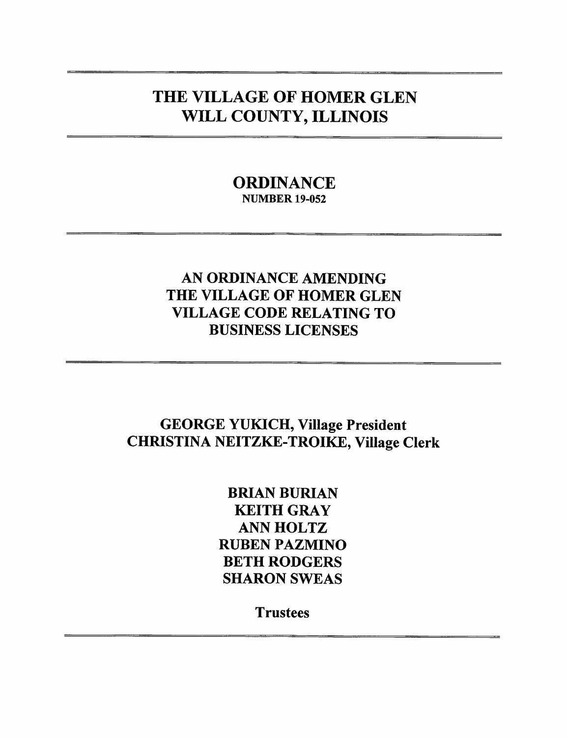# THE VILLAGE OF HOMER GLEN
# WILL COUNTY, ILLINOIS

---

## ORDINANCE
**NUMBER 19-052**

---

## AN ORDINANCE AMENDING THE VILLAGE OF HOMER GLEN VILLAGE CODE RELATING TO BUSINESS LICENSES

---

**GEORGE YUKICH, Village President**
**CHRISTINA NEITZKE-TROIKE, Village Clerk**

**BRIAN BURIAN**
**KEITH GRAY**
**ANN HOLTZ**
**RUBEN PAZMINO**
**BETH RODGERS**
**SHARON SWEAS**

**Trustees**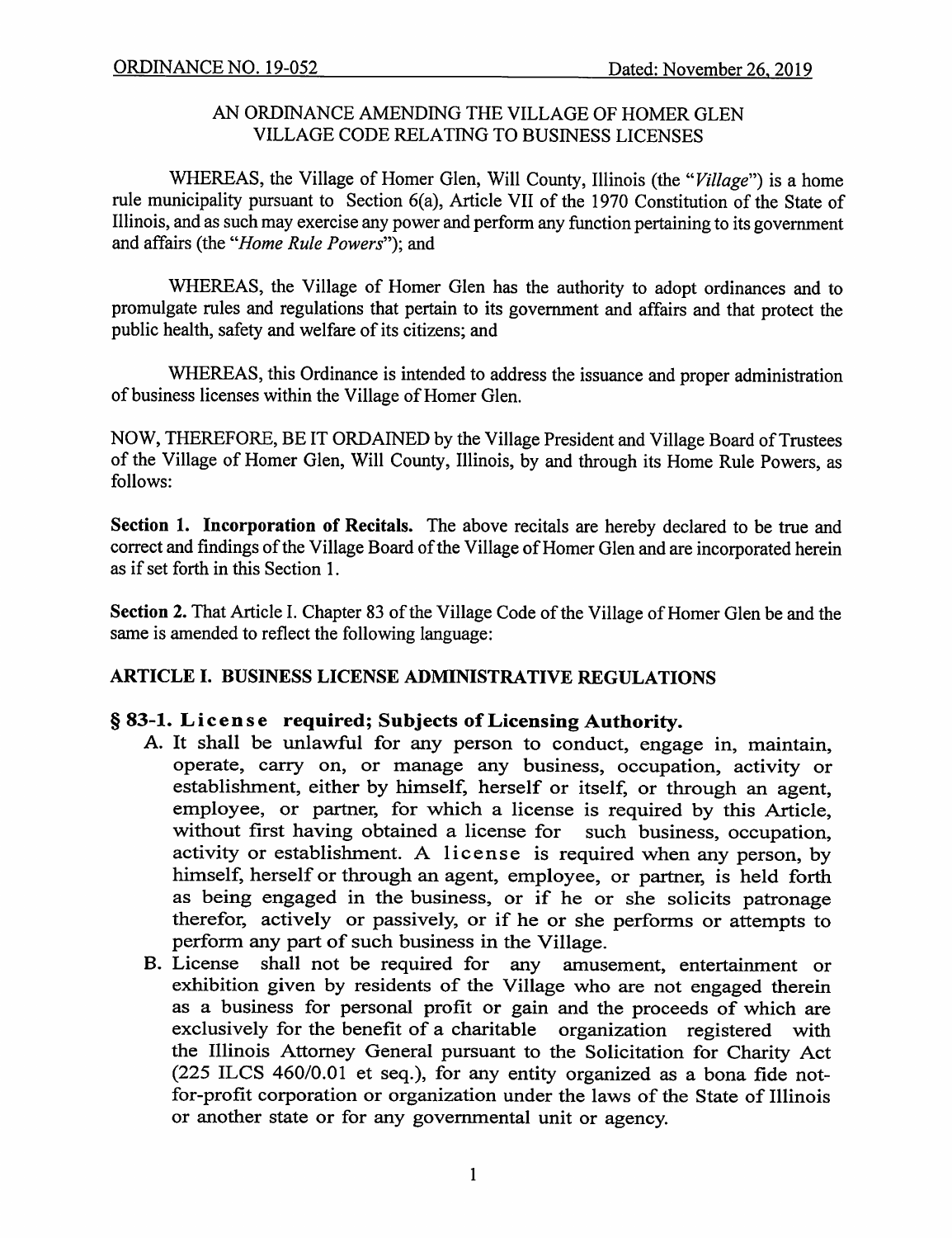ORDINANCE NO. 19-052 Dated: November 26, 2019

AN ORDINANCE AMENDING THE VILLAGE OF HOMER GLEN VILLAGE CODE RELATING TO BUSINESS LICENSES

WHEREAS, the Village of Homer Glen, Will County, Illinois (the "*Village*") is a home rule municipality pursuant to Section 6(a), Article VII of the 1970 Constitution of the State of Illinois, and as such may exercise any power and perform any function pertaining to its government and affairs (the "*Home Rule Powers*"); and

WHEREAS, the Village of Homer Glen has the authority to adopt ordinances and to promulgate rules and regulations that pertain to its government and affairs and that protect the public health, safety and welfare of its citizens; and

WHEREAS, this Ordinance is intended to address the issuance and proper administration of business licenses within the Village of Homer Glen.

NOW, THEREFORE, BE IT ORDAINED by the Village President and Village Board of Trustees of the Village of Homer Glen, Will County, Illinois, by and through its Home Rule Powers, as follows:

**Section 1. Incorporation of Recitals.** The above recitals are hereby declared to be true and correct and findings of the Village Board of the Village of Homer Glen and are incorporated herein as if set forth in this Section 1.

**Section 2.** That Article I. Chapter 83 of the Village Code of the Village of Homer Glen be and the same is amended to reflect the following language:

## ARTICLE I. BUSINESS LICENSE ADMINISTRATIVE REGULATIONS

### § 83-1. License required; Subjects of Licensing Authority.

A. It shall be unlawful for any person to conduct, engage in, maintain, operate, carry on, or manage any business, occupation, activity or establishment, either by himself, herself or itself, or through an agent, employee, or partner, for which a license is required by this Article, without first having obtained a license for such business, occupation, activity or establishment. A license is required when any person, by himself, herself or through an agent, employee, or partner, is held forth as being engaged in the business, or if he or she solicits patronage therefor, actively or passively, or if he or she performs or attempts to perform any part of such business in the Village.

B. License shall not be required for any amusement, entertainment or exhibition given by residents of the Village who are not engaged therein as a business for personal profit or gain and the proceeds of which are exclusively for the benefit of a charitable organization registered with the Illinois Attorney General pursuant to the Solicitation for Charity Act (225 ILCS 460/0.01 et seq.), for any entity organized as a bona fide not-for-profit corporation or organization under the laws of the State of Illinois or another state or for any governmental unit or agency.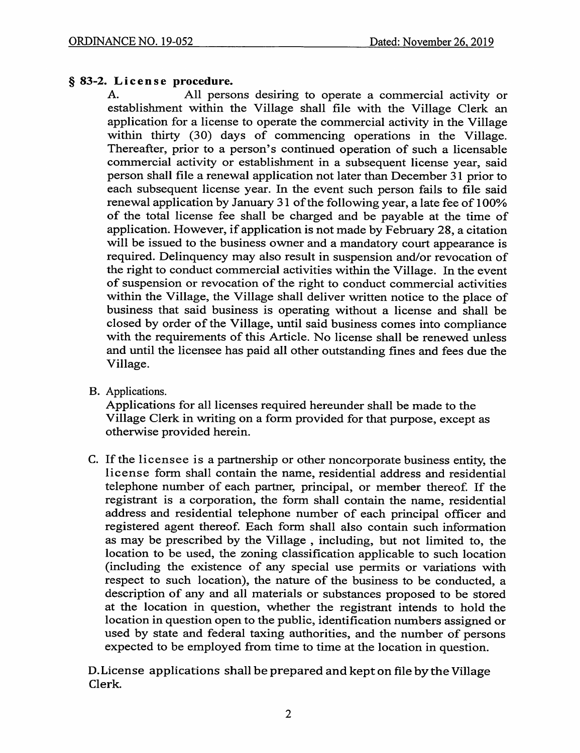## § 83-2. License procedure.

A. All persons desiring to operate a commercial activity or establishment within the Village shall file with the Village Clerk an application for a license to operate the commercial activity in the Village within thirty (30) days of commencing operations in the Village. Thereafter, prior to a person's continued operation of such a licensable commercial activity or establishment in a subsequent license year, said person shall file a renewal application not later than December 31 prior to each subsequent license year. In the event such person fails to file said renewal application by January 31 of the following year, a late fee of 100% of the total license fee shall be charged and be payable at the time of application. However, if application is not made by February 28, a citation will be issued to the business owner and a mandatory court appearance is required. Delinquency may also result in suspension and/or revocation of the right to conduct commercial activities within the Village. In the event of suspension or revocation of the right to conduct commercial activities within the Village, the Village shall deliver written notice to the place of business that said business is operating without a license and shall be closed by order of the Village, until said business comes into compliance with the requirements of this Article. No license shall be renewed unless and until the licensee has paid all other outstanding fines and fees due the Village.

B. Applications.
Applications for all licenses required hereunder shall be made to the Village Clerk in writing on a form provided for that purpose, except as otherwise provided herein.

C. If the licensee is a partnership or other noncorporate business entity, the license form shall contain the name, residential address and residential telephone number of each partner, principal, or member thereof. If the registrant is a corporation, the form shall contain the name, residential address and residential telephone number of each principal officer and registered agent thereof. Each form shall also contain such information as may be prescribed by the Village , including, but not limited to, the location to be used, the zoning classification applicable to such location (including the existence of any special use permits or variations with respect to such location), the nature of the business to be conducted, a description of any and all materials or substances proposed to be stored at the location in question, whether the registrant intends to hold the location in question open to the public, identification numbers assigned or used by state and federal taxing authorities, and the number of persons expected to be employed from time to time at the location in question.

D. License applications shall be prepared and kept on file by the Village Clerk.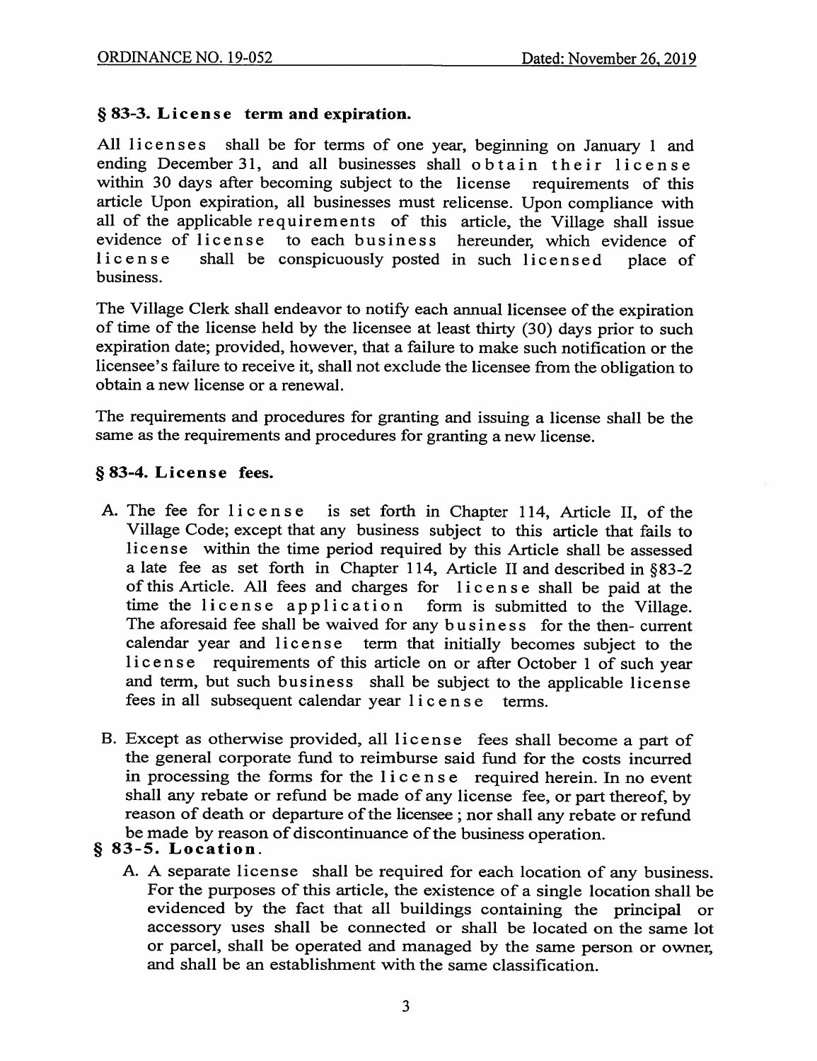### § 83-3. License term and expiration.

All licenses shall be for terms of one year, beginning on January 1 and ending December 31, and all businesses shall obtain their license within 30 days after becoming subject to the license requirements of this article Upon expiration, all businesses must relicense. Upon compliance with all of the applicable requirements of this article, the Village shall issue evidence of license to each business hereunder, which evidence of license shall be conspicuously posted in such licensed place of business.

The Village Clerk shall endeavor to notify each annual licensee of the expiration of time of the license held by the licensee at least thirty (30) days prior to such expiration date; provided, however, that a failure to make such notification or the licensee's failure to receive it, shall not exclude the licensee from the obligation to obtain a new license or a renewal.

The requirements and procedures for granting and issuing a license shall be the same as the requirements and procedures for granting a new license.

### § 83-4. License fees.

A. The fee for license is set forth in Chapter 114, Article II, of the Village Code; except that any business subject to this article that fails to license within the time period required by this Article shall be assessed a late fee as set forth in Chapter 114, Article II and described in §83-2 of this Article. All fees and charges for license shall be paid at the time the license application form is submitted to the Village. The aforesaid fee shall be waived for any business for the then- current calendar year and license term that initially becomes subject to the license requirements of this article on or after October 1 of such year and term, but such business shall be subject to the applicable license fees in all subsequent calendar year license terms.

B. Except as otherwise provided, all license fees shall become a part of the general corporate fund to reimburse said fund for the costs incurred in processing the forms for the license required herein. In no event shall any rebate or refund be made of any license fee, or part thereof, by reason of death or departure of the licensee ; nor shall any rebate or refund be made by reason of discontinuance of the business operation.

### § 83-5. Location.

A. A separate license shall be required for each location of any business. For the purposes of this article, the existence of a single location shall be evidenced by the fact that all buildings containing the principal or accessory uses shall be connected or shall be located on the same lot or parcel, shall be operated and managed by the same person or owner, and shall be an establishment with the same classification.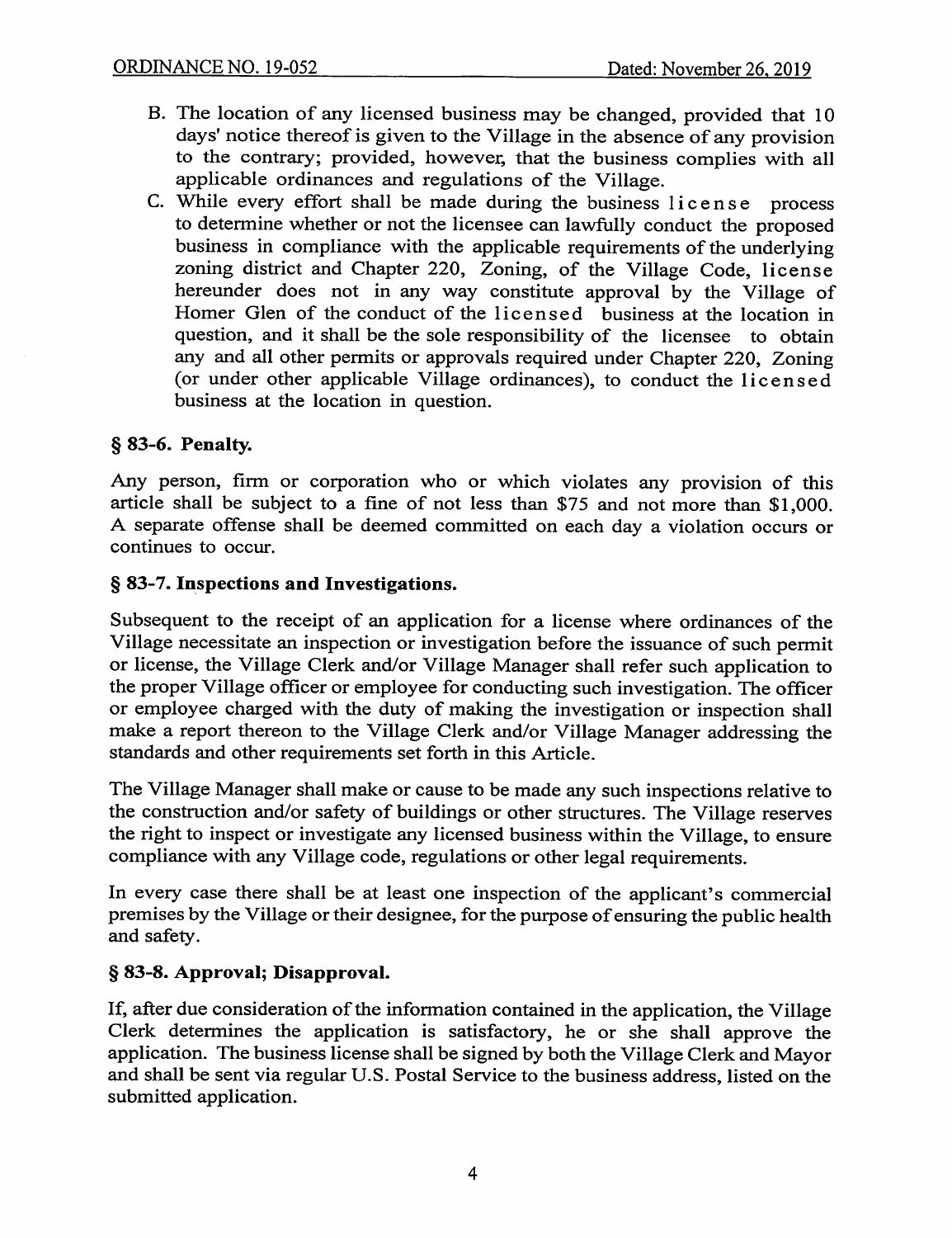B. The location of any licensed business may be changed, provided that 10 days' notice thereof is given to the Village in the absence of any provision to the contrary; provided, however, that the business complies with all applicable ordinances and regulations of the Village.

C. While every effort shall be made during the business license process to determine whether or not the licensee can lawfully conduct the proposed business in compliance with the applicable requirements of the underlying zoning district and Chapter 220, Zoning, of the Village Code, license hereunder does not in any way constitute approval by the Village of Homer Glen of the conduct of the licensed business at the location in question, and it shall be the sole responsibility of the licensee to obtain any and all other permits or approvals required under Chapter 220, Zoning (or under other applicable Village ordinances), to conduct the licensed business at the location in question.

### § 83-6. Penalty.

Any person, firm or corporation who or which violates any provision of this article shall be subject to a fine of not less than $75 and not more than $1,000. A separate offense shall be deemed committed on each day a violation occurs or continues to occur.

### § 83-7. Inspections and Investigations.

Subsequent to the receipt of an application for a license where ordinances of the Village necessitate an inspection or investigation before the issuance of such permit or license, the Village Clerk and/or Village Manager shall refer such application to the proper Village officer or employee for conducting such investigation. The officer or employee charged with the duty of making the investigation or inspection shall make a report thereon to the Village Clerk and/or Village Manager addressing the standards and other requirements set forth in this Article.

The Village Manager shall make or cause to be made any such inspections relative to the construction and/or safety of buildings or other structures. The Village reserves the right to inspect or investigate any licensed business within the Village, to ensure compliance with any Village code, regulations or other legal requirements.

In every case there shall be at least one inspection of the applicant's commercial premises by the Village or their designee, for the purpose of ensuring the public health and safety.

### § 83-8. Approval; Disapproval.

If, after due consideration of the information contained in the application, the Village Clerk determines the application is satisfactory, he or she shall approve the application. The business license shall be signed by both the Village Clerk and Mayor and shall be sent via regular U.S. Postal Service to the business address, listed on the submitted application.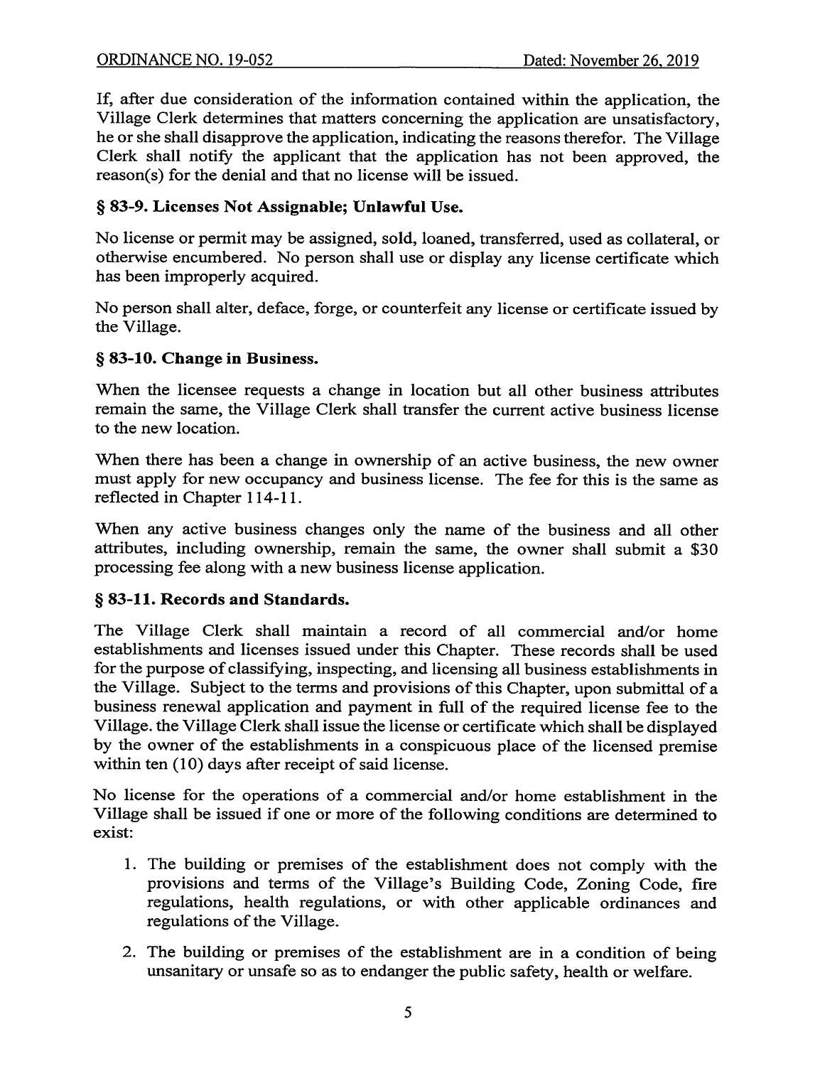If, after due consideration of the information contained within the application, the Village Clerk determines that matters concerning the application are unsatisfactory, he or she shall disapprove the application, indicating the reasons therefor. The Village Clerk shall notify the applicant that the application has not been approved, the reason(s) for the denial and that no license will be issued.

### § 83-9. Licenses Not Assignable; Unlawful Use.

No license or permit may be assigned, sold, loaned, transferred, used as collateral, or otherwise encumbered. No person shall use or display any license certificate which has been improperly acquired.

No person shall alter, deface, forge, or counterfeit any license or certificate issued by the Village.

### § 83-10. Change in Business.

When the licensee requests a change in location but all other business attributes remain the same, the Village Clerk shall transfer the current active business license to the new location.

When there has been a change in ownership of an active business, the new owner must apply for new occupancy and business license. The fee for this is the same as reflected in Chapter 114-11.

When any active business changes only the name of the business and all other attributes, including ownership, remain the same, the owner shall submit a $30 processing fee along with a new business license application.

### § 83-11. Records and Standards.

The Village Clerk shall maintain a record of all commercial and/or home establishments and licenses issued under this Chapter. These records shall be used for the purpose of classifying, inspecting, and licensing all business establishments in the Village. Subject to the terms and provisions of this Chapter, upon submittal of a business renewal application and payment in full of the required license fee to the Village. the Village Clerk shall issue the license or certificate which shall be displayed by the owner of the establishments in a conspicuous place of the licensed premise within ten (10) days after receipt of said license.

No license for the operations of a commercial and/or home establishment in the Village shall be issued if one or more of the following conditions are determined to exist:

1. The building or premises of the establishment does not comply with the provisions and terms of the Village's Building Code, Zoning Code, fire regulations, health regulations, or with other applicable ordinances and regulations of the Village.
2. The building or premises of the establishment are in a condition of being unsanitary or unsafe so as to endanger the public safety, health or welfare.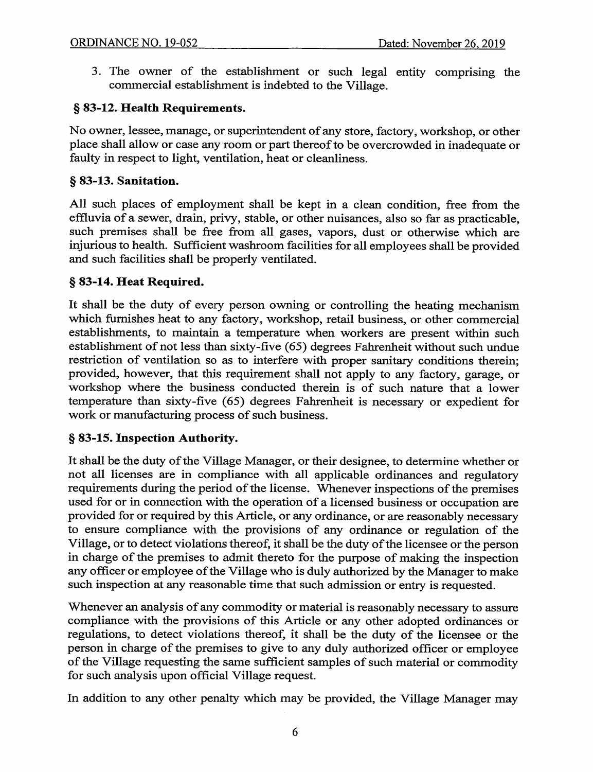3. The owner of the establishment or such legal entity comprising the commercial establishment is indebted to the Village.

### § 83-12. Health Requirements.

No owner, lessee, manage, or superintendent of any store, factory, workshop, or other place shall allow or case any room or part thereof to be overcrowded in inadequate or faulty in respect to light, ventilation, heat or cleanliness.

### § 83-13. Sanitation.

All such places of employment shall be kept in a clean condition, free from the effluvia of a sewer, drain, privy, stable, or other nuisances, also so far as practicable, such premises shall be free from all gases, vapors, dust or otherwise which are injurious to health. Sufficient washroom facilities for all employees shall be provided and such facilities shall be properly ventilated.

### § 83-14. Heat Required.

It shall be the duty of every person owning or controlling the heating mechanism which furnishes heat to any factory, workshop, retail business, or other commercial establishments, to maintain a temperature when workers are present within such establishment of not less than sixty-five (65) degrees Fahrenheit without such undue restriction of ventilation so as to interfere with proper sanitary conditions therein; provided, however, that this requirement shall not apply to any factory, garage, or workshop where the business conducted therein is of such nature that a lower temperature than sixty-five (65) degrees Fahrenheit is necessary or expedient for work or manufacturing process of such business.

### § 83-15. Inspection Authority.

It shall be the duty of the Village Manager, or their designee, to determine whether or not all licenses are in compliance with all applicable ordinances and regulatory requirements during the period of the license. Whenever inspections of the premises used for or in connection with the operation of a licensed business or occupation are provided for or required by this Article, or any ordinance, or are reasonably necessary to ensure compliance with the provisions of any ordinance or regulation of the Village, or to detect violations thereof, it shall be the duty of the licensee or the person in charge of the premises to admit thereto for the purpose of making the inspection any officer or employee of the Village who is duly authorized by the Manager to make such inspection at any reasonable time that such admission or entry is requested.

Whenever an analysis of any commodity or material is reasonably necessary to assure compliance with the provisions of this Article or any other adopted ordinances or regulations, to detect violations thereof, it shall be the duty of the licensee or the person in charge of the premises to give to any duly authorized officer or employee of the Village requesting the same sufficient samples of such material or commodity for such analysis upon official Village request.

In addition to any other penalty which may be provided, the Village Manager may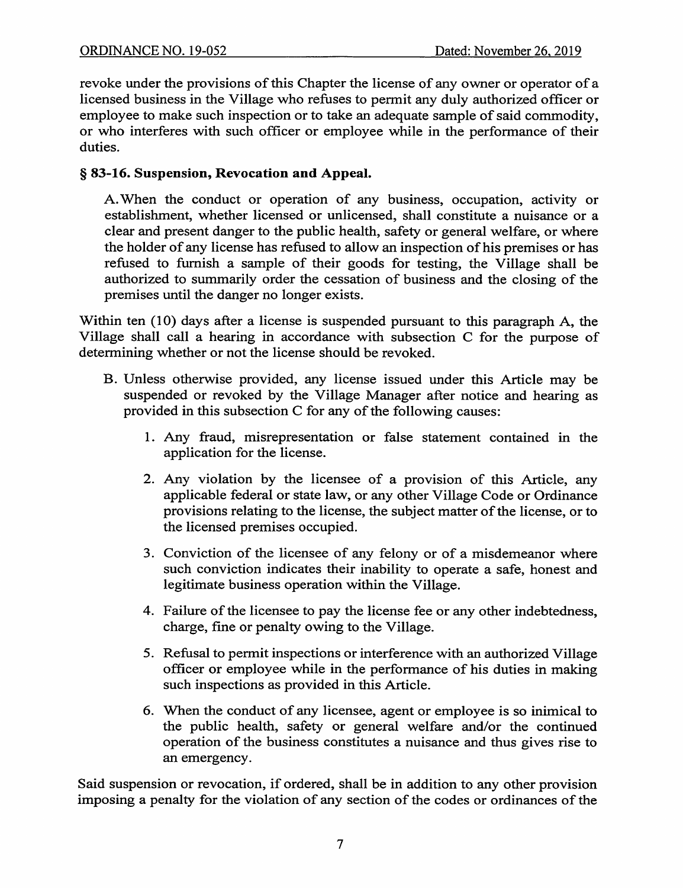revoke under the provisions of this Chapter the license of any owner or operator of a licensed business in the Village who refuses to permit any duly authorized officer or employee to make such inspection or to take an adequate sample of said commodity, or who interferes with such officer or employee while in the performance of their duties.

### § 83-16. Suspension, Revocation and Appeal.

A. When the conduct or operation of any business, occupation, activity or establishment, whether licensed or unlicensed, shall constitute a nuisance or a clear and present danger to the public health, safety or general welfare, or where the holder of any license has refused to allow an inspection of his premises or has refused to furnish a sample of their goods for testing, the Village shall be authorized to summarily order the cessation of business and the closing of the premises until the danger no longer exists.

Within ten (10) days after a license is suspended pursuant to this paragraph A, the Village shall call a hearing in accordance with subsection C for the purpose of determining whether or not the license should be revoked.

B. Unless otherwise provided, any license issued under this Article may be suspended or revoked by the Village Manager after notice and hearing as provided in this subsection C for any of the following causes:

1. Any fraud, misrepresentation or false statement contained in the application for the license.
2. Any violation by the licensee of a provision of this Article, any applicable federal or state law, or any other Village Code or Ordinance provisions relating to the license, the subject matter of the license, or to the licensed premises occupied.
3. Conviction of the licensee of any felony or of a misdemeanor where such conviction indicates their inability to operate a safe, honest and legitimate business operation within the Village.
4. Failure of the licensee to pay the license fee or any other indebtedness, charge, fine or penalty owing to the Village.
5. Refusal to permit inspections or interference with an authorized Village officer or employee while in the performance of his duties in making such inspections as provided in this Article.
6. When the conduct of any licensee, agent or employee is so inimical to the public health, safety or general welfare and/or the continued operation of the business constitutes a nuisance and thus gives rise to an emergency.

Said suspension or revocation, if ordered, shall be in addition to any other provision imposing a penalty for the violation of any section of the codes or ordinances of the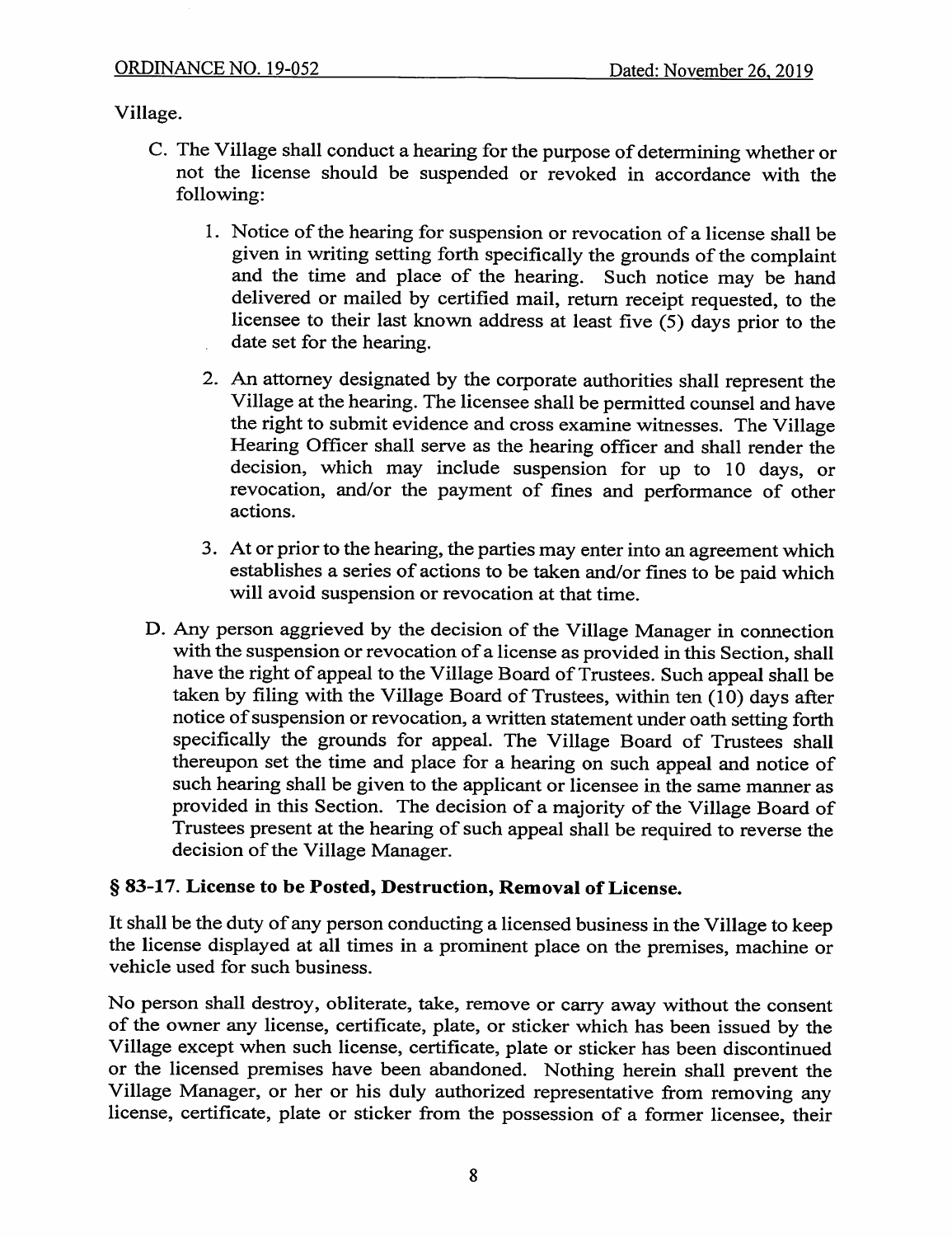Village.

C. The Village shall conduct a hearing for the purpose of determining whether or not the license should be suspended or revoked in accordance with the following:

   1. Notice of the hearing for suspension or revocation of a license shall be given in writing setting forth specifically the grounds of the complaint and the time and place of the hearing. Such notice may be hand delivered or mailed by certified mail, return receipt requested, to the licensee to their last known address at least five (5) days prior to the date set for the hearing.

   2. An attorney designated by the corporate authorities shall represent the Village at the hearing. The licensee shall be permitted counsel and have the right to submit evidence and cross examine witnesses. The Village Hearing Officer shall serve as the hearing officer and shall render the decision, which may include suspension for up to 10 days, or revocation, and/or the payment of fines and performance of other actions.

   3. At or prior to the hearing, the parties may enter into an agreement which establishes a series of actions to be taken and/or fines to be paid which will avoid suspension or revocation at that time.

D. Any person aggrieved by the decision of the Village Manager in connection with the suspension or revocation of a license as provided in this Section, shall have the right of appeal to the Village Board of Trustees. Such appeal shall be taken by filing with the Village Board of Trustees, within ten (10) days after notice of suspension or revocation, a written statement under oath setting forth specifically the grounds for appeal. The Village Board of Trustees shall thereupon set the time and place for a hearing on such appeal and notice of such hearing shall be given to the applicant or licensee in the same manner as provided in this Section. The decision of a majority of the Village Board of Trustees present at the hearing of such appeal shall be required to reverse the decision of the Village Manager.

### § 83-17. License to be Posted, Destruction, Removal of License.

It shall be the duty of any person conducting a licensed business in the Village to keep the license displayed at all times in a prominent place on the premises, machine or vehicle used for such business.

No person shall destroy, obliterate, take, remove or carry away without the consent of the owner any license, certificate, plate, or sticker which has been issued by the Village except when such license, certificate, plate or sticker has been discontinued or the licensed premises have been abandoned. Nothing herein shall prevent the Village Manager, or her or his duly authorized representative from removing any license, certificate, plate or sticker from the possession of a former licensee, their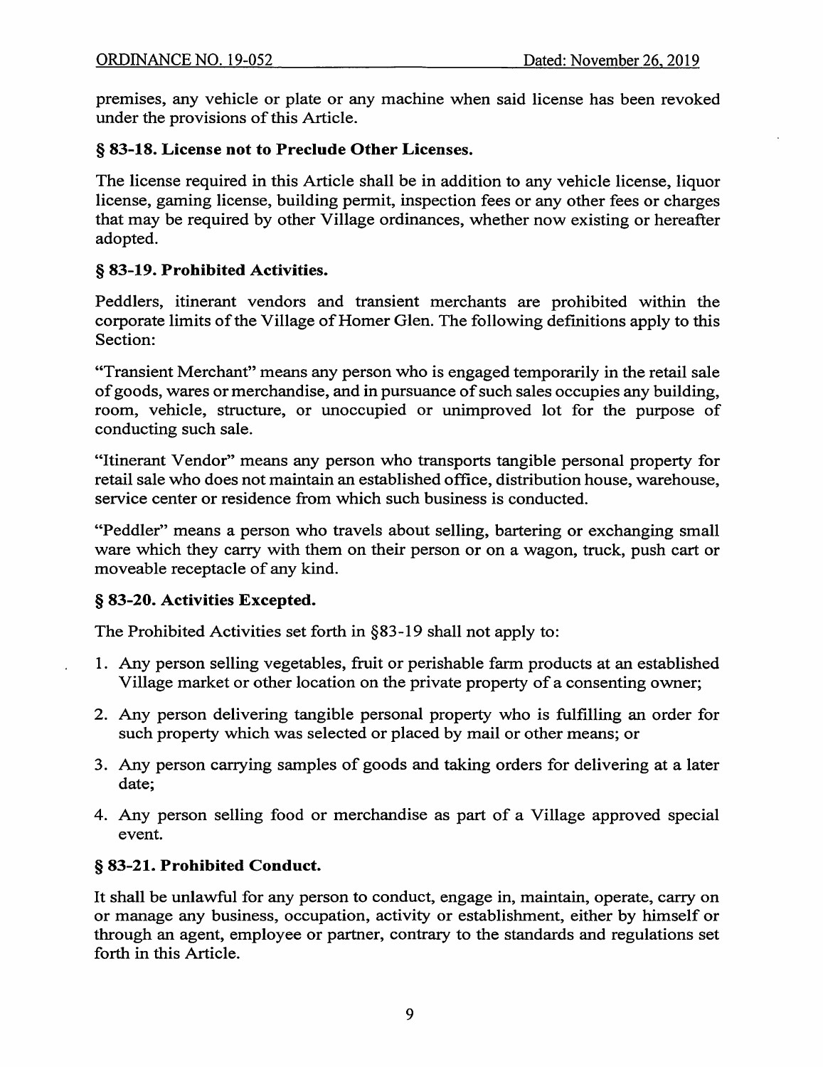premises, any vehicle or plate or any machine when said license has been revoked under the provisions of this Article.

### § 83-18. License not to Preclude Other Licenses.

The license required in this Article shall be in addition to any vehicle license, liquor license, gaming license, building permit, inspection fees or any other fees or charges that may be required by other Village ordinances, whether now existing or hereafter adopted.

### § 83-19. Prohibited Activities.

Peddlers, itinerant vendors and transient merchants are prohibited within the corporate limits of the Village of Homer Glen. The following definitions apply to this Section:

"Transient Merchant" means any person who is engaged temporarily in the retail sale of goods, wares or merchandise, and in pursuance of such sales occupies any building, room, vehicle, structure, or unoccupied or unimproved lot for the purpose of conducting such sale.

"Itinerant Vendor" means any person who transports tangible personal property for retail sale who does not maintain an established office, distribution house, warehouse, service center or residence from which such business is conducted.

"Peddler" means a person who travels about selling, bartering or exchanging small ware which they carry with them on their person or on a wagon, truck, push cart or moveable receptacle of any kind.

### § 83-20. Activities Excepted.

The Prohibited Activities set forth in §83-19 shall not apply to:

1. Any person selling vegetables, fruit or perishable farm products at an established Village market or other location on the private property of a consenting owner;
2. Any person delivering tangible personal property who is fulfilling an order for such property which was selected or placed by mail or other means; or
3. Any person carrying samples of goods and taking orders for delivering at a later date;
4. Any person selling food or merchandise as part of a Village approved special event.

### § 83-21. Prohibited Conduct.

It shall be unlawful for any person to conduct, engage in, maintain, operate, carry on or manage any business, occupation, activity or establishment, either by himself or through an agent, employee or partner, contrary to the standards and regulations set forth in this Article.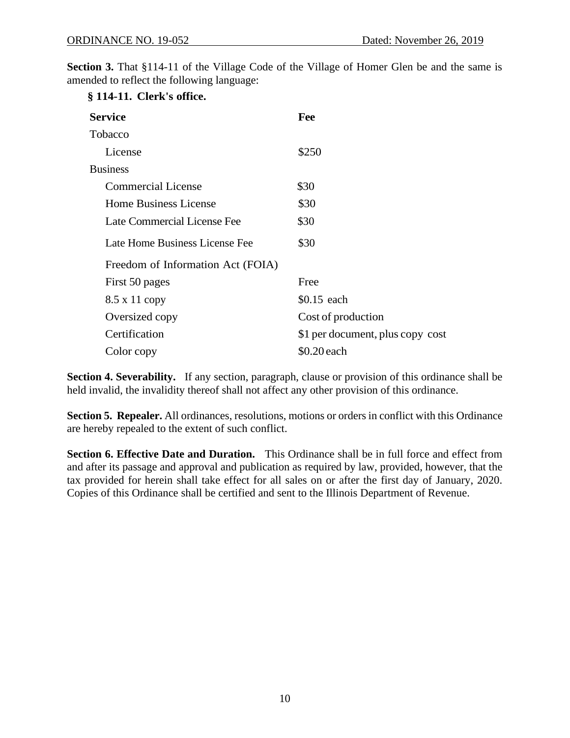ORDINANCE NO. 19-052 Dated: November 26, 2019

**Section 3.** That §114-11 of the Village Code of the Village of Homer Glen be and the same is amended to reflect the following language:

**§ 114-11. Clerk's office.**

| Service | Fee |
| --- | --- |
| Tobacco | |
| License | $250 |
| Business | |
| Commercial License | $30 |
| Home Business License | $30 |
| Late Commercial License Fee | $30 |
| Late Home Business License Fee | $30 |
| Freedom of Information Act (FOIA) | |
| First 50 pages | Free |
| 8.5 x 11 copy | $0.15 each |
| Oversized copy | Cost of production |
| Certification | $1 per document, plus copy cost |
| Color copy | $0.20 each |

**Section 4. Severability.** If any section, paragraph, clause or provision of this ordinance shall be held invalid, the invalidity thereof shall not affect any other provision of this ordinance.

**Section 5. Repealer.** All ordinances, resolutions, motions or orders in conflict with this Ordinance are hereby repealed to the extent of such conflict.

**Section 6. Effective Date and Duration.** This Ordinance shall be in full force and effect from and after its passage and approval and publication as required by law, provided, however, that the tax provided for herein shall take effect for all sales on or after the first day of January, 2020. Copies of this Ordinance shall be certified and sent to the Illinois Department of Revenue.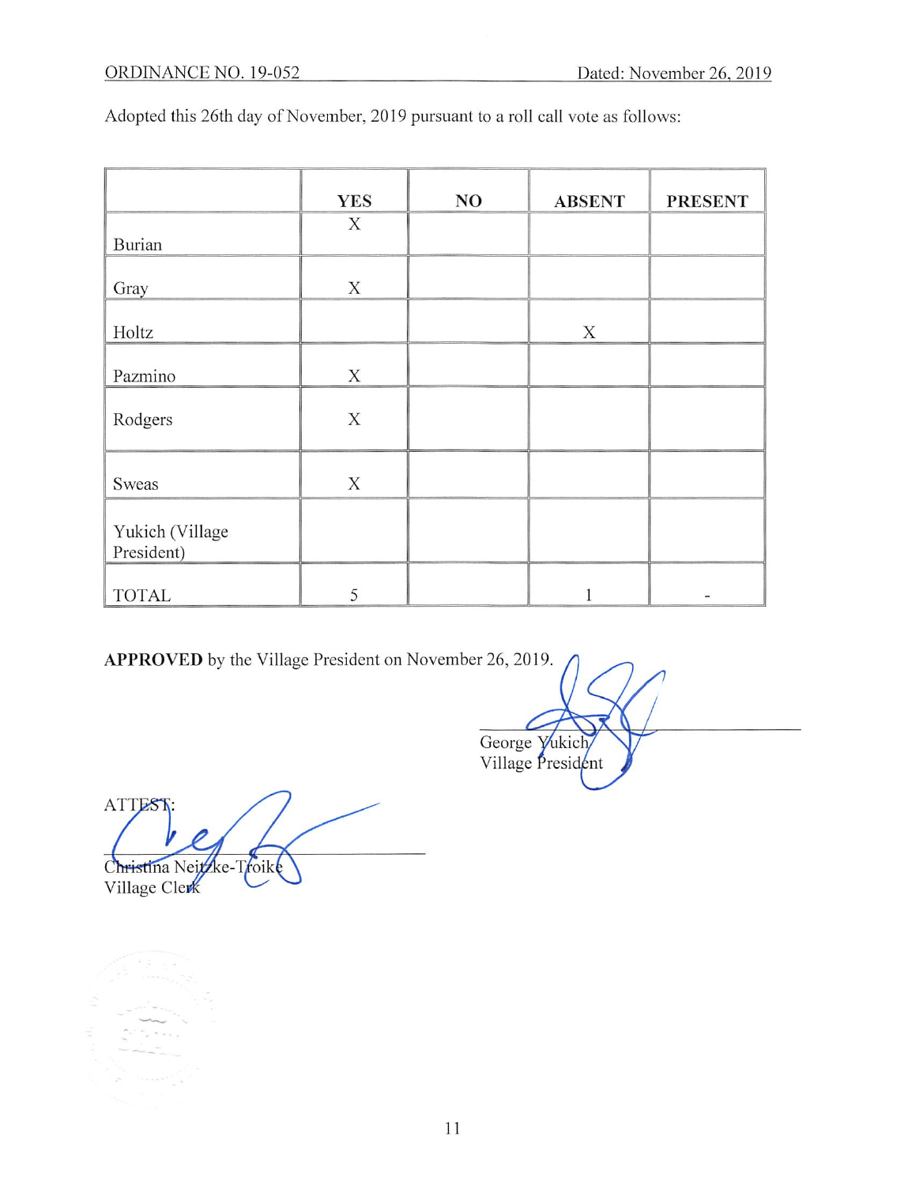ORDINANCE NO. 19-052 Dated: November 26, 2019

Adopted this 26th day of November, 2019 pursuant to a roll call vote as follows:

| | YES | NO | ABSENT | PRESENT |
|---|---|---|---|---|
| Burian | X | | | |
| Gray | X | | | |
| Holtz | | | X | |
| Pazmino | X | | | |
| Rodgers | X | | | |
| Sweas | X | | | |
| Yukich (Village President) | | | | |
| TOTAL | 5 | | 1 | - |

**APPROVED** by the Village President on November 26, 2019.

George Yukich
Village President

ATTEST:

Christina Neitzke-Troike
Village Clerk